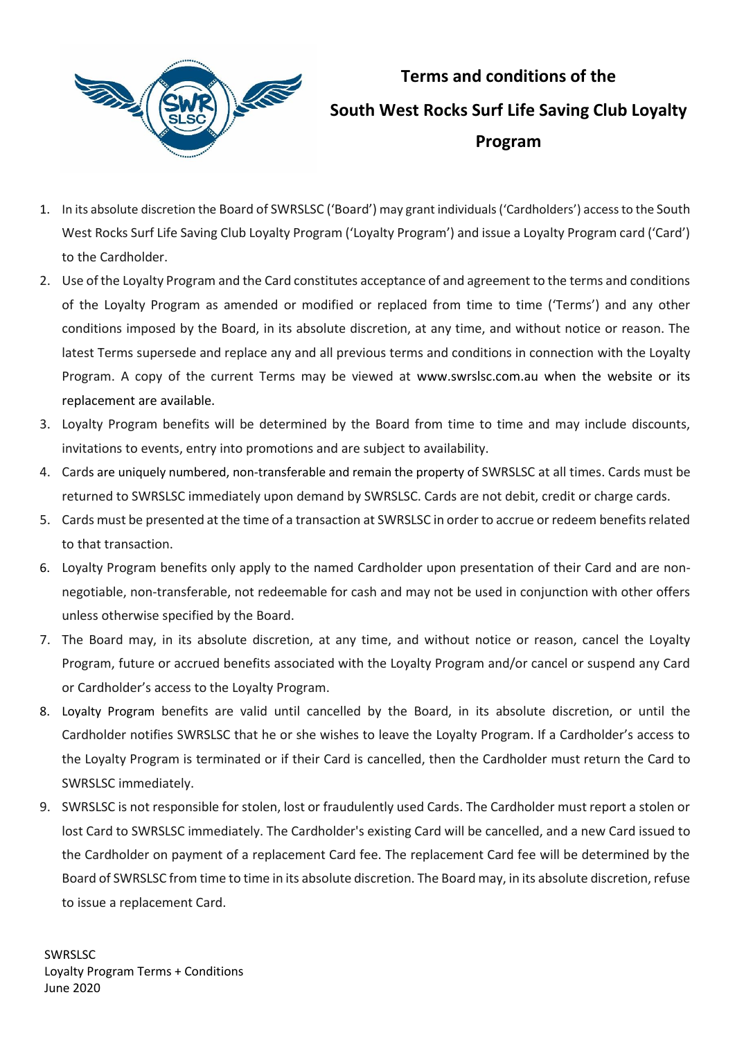# Terms and conditions of the South West Rocks Surf Life Saving Club Loyalty Program

1. In its absolute discretion the Board of SWRSLSC ('Board') may grant individuals ('Cardholders') access to the South West Rocks Surf Life Saving Club Loyalty Program ('Loyalty Program') and issue a Loyalty Program card ('Card') to the Cardholder.
2. Use of the Loyalty Program and the Card constitutes acceptance of and agreement to the terms and conditions of the Loyalty Program as amended or modified or replaced from time to time ('Terms') and any other conditions imposed by the Board, in its absolute discretion, at any time, and without notice or reason. The latest Terms supersede and replace any and all previous terms and conditions in connection with the Loyalty Program. A copy of the current Terms may be viewed at www.swrslsc.com.au when the website or its replacement are available.
3. Loyalty Program benefits will be determined by the Board from time to time and may include discounts, invitations to events, entry into promotions and are subject to availability.
4. Cards are uniquely numbered, non-transferable and remain the property of SWRSLSC at all times. Cards must be returned to SWRSLSC immediately upon demand by SWRSLSC. Cards are not debit, credit or charge cards.
5. Cards must be presented at the time of a transaction at SWRSLSC in order to accrue or redeem benefits related to that transaction.
6. Loyalty Program benefits only apply to the named Cardholder upon presentation of their Card and are non-negotiable, non-transferable, not redeemable for cash and may not be used in conjunction with other offers unless otherwise specified by the Board.
7. The Board may, in its absolute discretion, at any time, and without notice or reason, cancel the Loyalty Program, future or accrued benefits associated with the Loyalty Program and/or cancel or suspend any Card or Cardholder's access to the Loyalty Program.
8. Loyalty Program benefits are valid until cancelled by the Board, in its absolute discretion, or until the Cardholder notifies SWRSLSC that he or she wishes to leave the Loyalty Program. If a Cardholder's access to the Loyalty Program is terminated or if their Card is cancelled, then the Cardholder must return the Card to SWRSLSC immediately.
9. SWRSLSC is not responsible for stolen, lost or fraudulently used Cards. The Cardholder must report a stolen or lost Card to SWRSLSC immediately. The Cardholder's existing Card will be cancelled, and a new Card issued to the Cardholder on payment of a replacement Card fee. The replacement Card fee will be determined by the Board of SWRSLSC from time to time in its absolute discretion. The Board may, in its absolute discretion, refuse to issue a replacement Card.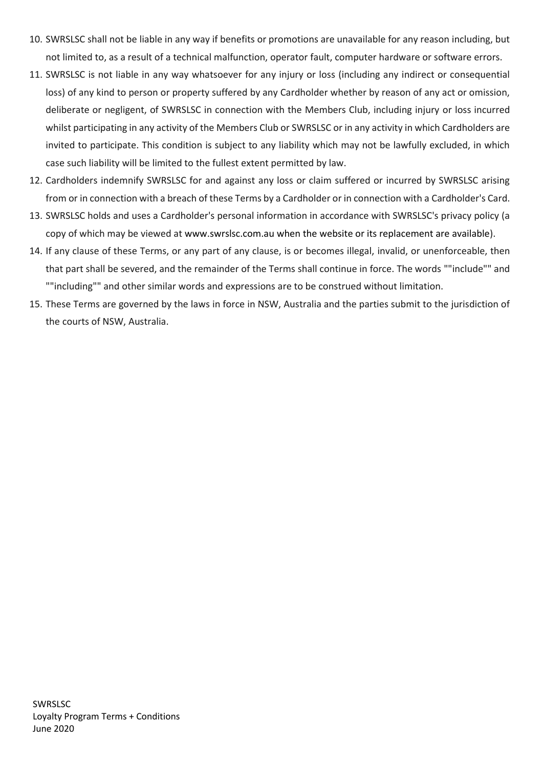10. SWRSLSC shall not be liable in any way if benefits or promotions are unavailable for any reason including, but not limited to, as a result of a technical malfunction, operator fault, computer hardware or software errors.
11. SWRSLSC is not liable in any way whatsoever for any injury or loss (including any indirect or consequential loss) of any kind to person or property suffered by any Cardholder whether by reason of any act or omission, deliberate or negligent, of SWRSLSC in connection with the Members Club, including injury or loss incurred whilst participating in any activity of the Members Club or SWRSLSC or in any activity in which Cardholders are invited to participate. This condition is subject to any liability which may not be lawfully excluded, in which case such liability will be limited to the fullest extent permitted by law.
12. Cardholders indemnify SWRSLSC for and against any loss or claim suffered or incurred by SWRSLSC arising from or in connection with a breach of these Terms by a Cardholder or in connection with a Cardholder's Card.
13. SWRSLSC holds and uses a Cardholder's personal information in accordance with SWRSLSC's privacy policy (a copy of which may be viewed at www.swrslsc.com.au when the website or its replacement are available).
14. If any clause of these Terms, or any part of any clause, is or becomes illegal, invalid, or unenforceable, then that part shall be severed, and the remainder of the Terms shall continue in force. The words ""include"" and ""including"" and other similar words and expressions are to be construed without limitation.
15. These Terms are governed by the laws in force in NSW, Australia and the parties submit to the jurisdiction of the courts of NSW, Australia.